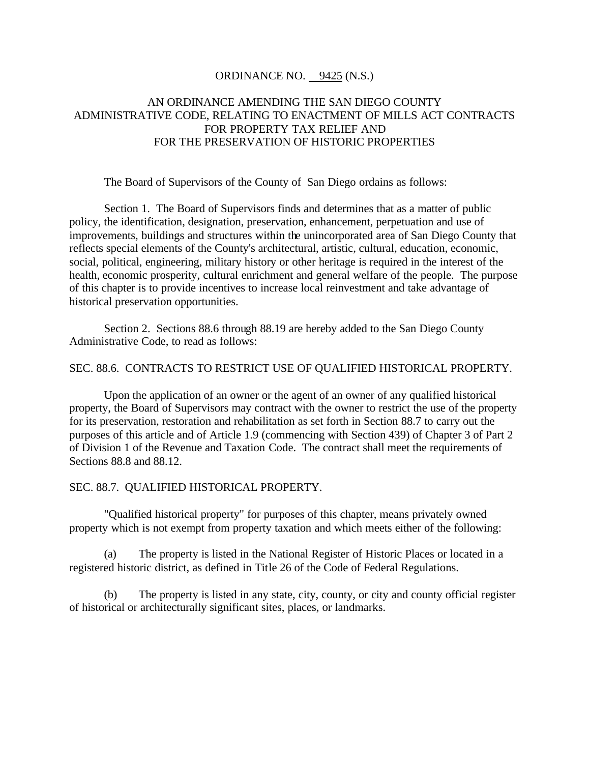# ORDINANCE NO. 9425 (N.S.)

## AN ORDINANCE AMENDING THE SAN DIEGO COUNTY ADMINISTRATIVE CODE, RELATING TO ENACTMENT OF MILLS ACT CONTRACTS FOR PROPERTY TAX RELIEF AND FOR THE PRESERVATION OF HISTORIC PROPERTIES

The Board of Supervisors of the County of San Diego ordains as follows:

Section 1. The Board of Supervisors finds and determines that as a matter of public policy, the identification, designation, preservation, enhancement, perpetuation and use of improvements, buildings and structures within the unincorporated area of San Diego County that reflects special elements of the County's architectural, artistic, cultural, education, economic, social, political, engineering, military history or other heritage is required in the interest of the health, economic prosperity, cultural enrichment and general welfare of the people. The purpose of this chapter is to provide incentives to increase local reinvestment and take advantage of historical preservation opportunities.

Section 2. Sections 88.6 through 88.19 are hereby added to the San Diego County Administrative Code, to read as follows:

### SEC. 88.6. CONTRACTS TO RESTRICT USE OF QUALIFIED HISTORICAL PROPERTY.

Upon the application of an owner or the agent of an owner of any qualified historical property, the Board of Supervisors may contract with the owner to restrict the use of the property for its preservation, restoration and rehabilitation as set forth in Section 88.7 to carry out the purposes of this article and of Article 1.9 (commencing with Section 439) of Chapter 3 of Part 2 of Division 1 of the Revenue and Taxation Code. The contract shall meet the requirements of Sections 88.8 and 88.12.

### SEC. 88.7. QUALIFIED HISTORICAL PROPERTY.

"Qualified historical property" for purposes of this chapter, means privately owned property which is not exempt from property taxation and which meets either of the following:

(a) The property is listed in the National Register of Historic Places or located in a registered historic district, as defined in Title 26 of the Code of Federal Regulations.

(b) The property is listed in any state, city, county, or city and county official register of historical or architecturally significant sites, places, or landmarks.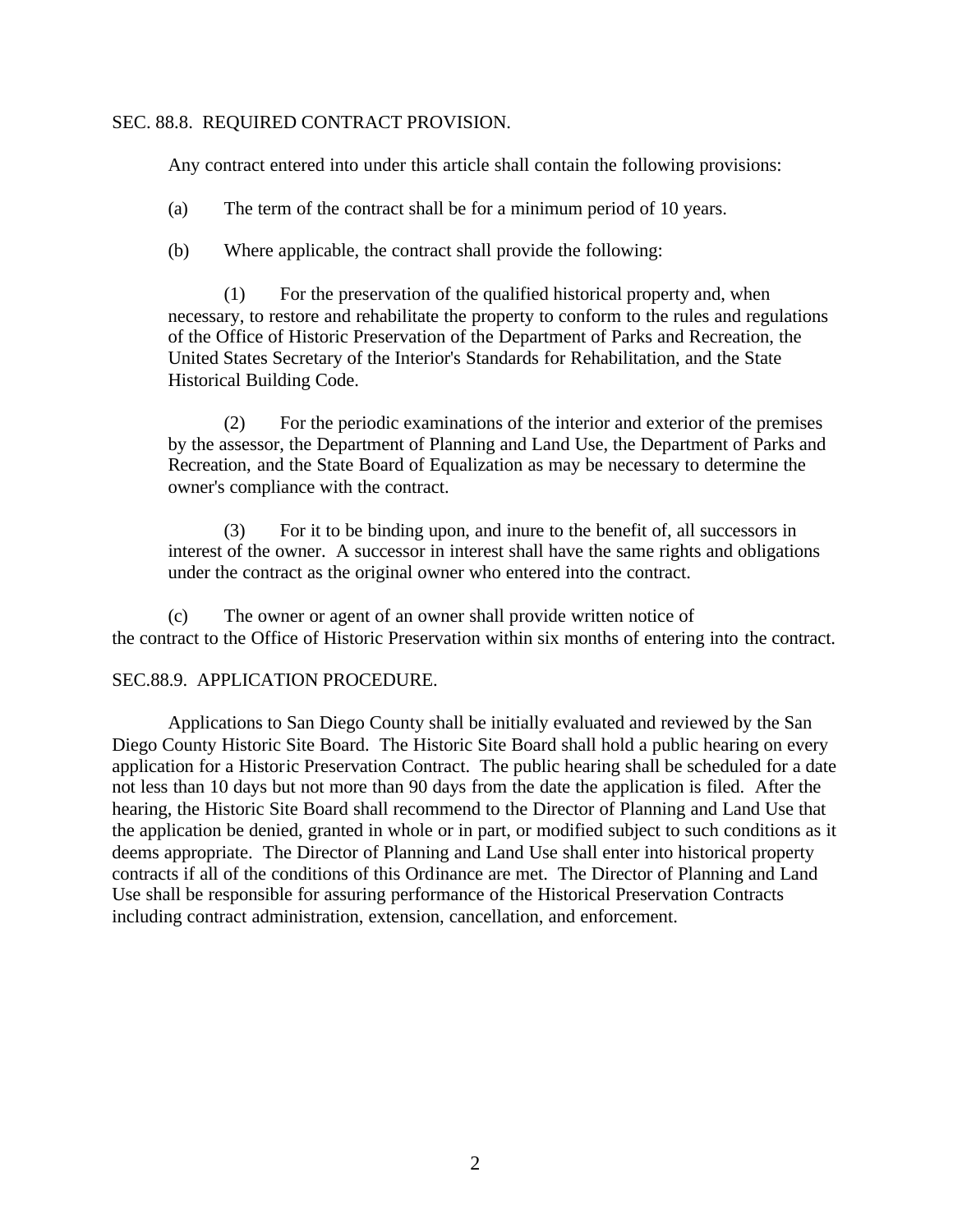SEC. 88.8. REQUIRED CONTRACT PROVISION.

Any contract entered into under this article shall contain the following provisions:

(a) The term of the contract shall be for a minimum period of 10 years.

(b) Where applicable, the contract shall provide the following:

(1) For the preservation of the qualified historical property and, when necessary, to restore and rehabilitate the property to conform to the rules and regulations of the Office of Historic Preservation of the Department of Parks and Recreation, the United States Secretary of the Interior's Standards for Rehabilitation, and the State Historical Building Code.

(2) For the periodic examinations of the interior and exterior of the premises by the assessor, the Department of Planning and Land Use, the Department of Parks and Recreation, and the State Board of Equalization as may be necessary to determine the owner's compliance with the contract.

(3) For it to be binding upon, and inure to the benefit of, all successors in interest of the owner. A successor in interest shall have the same rights and obligations under the contract as the original owner who entered into the contract.

(c) The owner or agent of an owner shall provide written notice of the contract to the Office of Historic Preservation within six months of entering into the contract.

SEC.88.9. APPLICATION PROCEDURE.

Applications to San Diego County shall be initially evaluated and reviewed by the San Diego County Historic Site Board. The Historic Site Board shall hold a public hearing on every application for a Historic Preservation Contract. The public hearing shall be scheduled for a date not less than 10 days but not more than 90 days from the date the application is filed. After the hearing, the Historic Site Board shall recommend to the Director of Planning and Land Use that the application be denied, granted in whole or in part, or modified subject to such conditions as it deems appropriate. The Director of Planning and Land Use shall enter into historical property contracts if all of the conditions of this Ordinance are met. The Director of Planning and Land Use shall be responsible for assuring performance of the Historical Preservation Contracts including contract administration, extension, cancellation, and enforcement.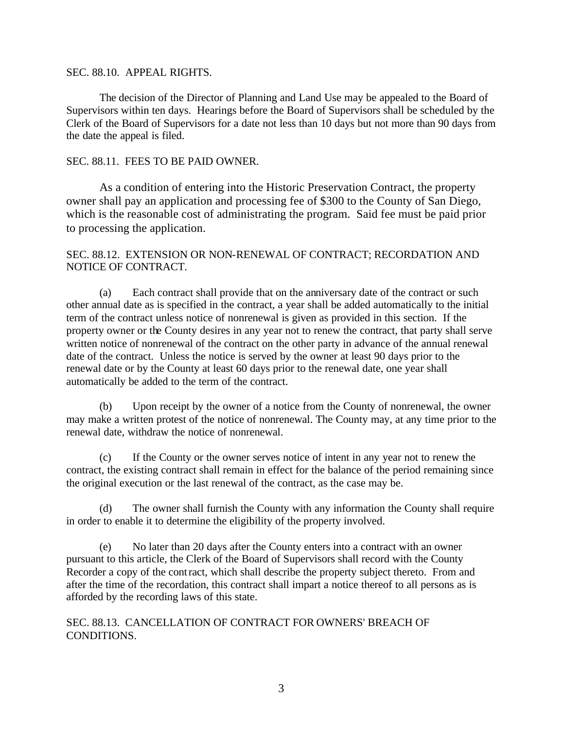SEC. 88.10. APPEAL RIGHTS.

The decision of the Director of Planning and Land Use may be appealed to the Board of Supervisors within ten days. Hearings before the Board of Supervisors shall be scheduled by the Clerk of the Board of Supervisors for a date not less than 10 days but not more than 90 days from the date the appeal is filed.

SEC. 88.11. FEES TO BE PAID OWNER.

As a condition of entering into the Historic Preservation Contract, the property owner shall pay an application and processing fee of $300 to the County of San Diego, which is the reasonable cost of administrating the program. Said fee must be paid prior to processing the application.

SEC. 88.12. EXTENSION OR NON-RENEWAL OF CONTRACT; RECORDATION AND NOTICE OF CONTRACT.

(a) Each contract shall provide that on the anniversary date of the contract or such other annual date as is specified in the contract, a year shall be added automatically to the initial term of the contract unless notice of nonrenewal is given as provided in this section. If the property owner or the County desires in any year not to renew the contract, that party shall serve written notice of nonrenewal of the contract on the other party in advance of the annual renewal date of the contract. Unless the notice is served by the owner at least 90 days prior to the renewal date or by the County at least 60 days prior to the renewal date, one year shall automatically be added to the term of the contract.

(b) Upon receipt by the owner of a notice from the County of nonrenewal, the owner may make a written protest of the notice of nonrenewal. The County may, at any time prior to the renewal date, withdraw the notice of nonrenewal.

(c) If the County or the owner serves notice of intent in any year not to renew the contract, the existing contract shall remain in effect for the balance of the period remaining since the original execution or the last renewal of the contract, as the case may be.

(d) The owner shall furnish the County with any information the County shall require in order to enable it to determine the eligibility of the property involved.

(e) No later than 20 days after the County enters into a contract with an owner pursuant to this article, the Clerk of the Board of Supervisors shall record with the County Recorder a copy of the contract, which shall describe the property subject thereto. From and after the time of the recordation, this contract shall impart a notice thereof to all persons as is afforded by the recording laws of this state.

SEC. 88.13. CANCELLATION OF CONTRACT FOR OWNERS' BREACH OF CONDITIONS.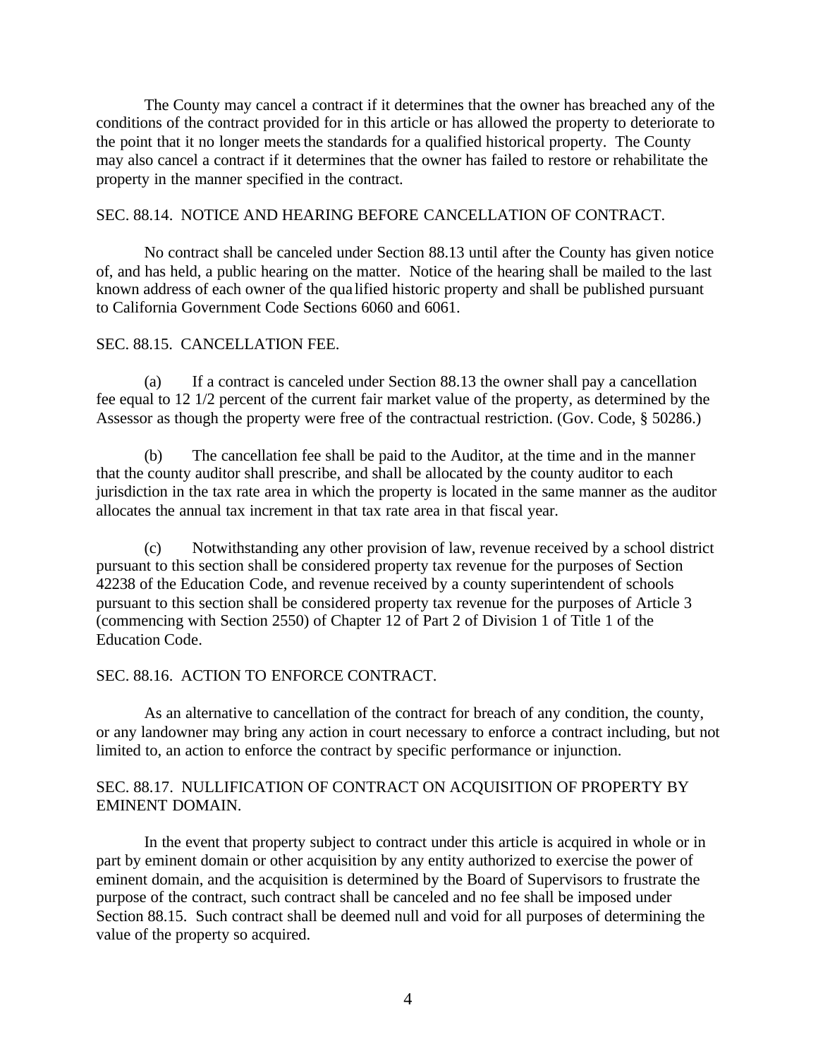The County may cancel a contract if it determines that the owner has breached any of the conditions of the contract provided for in this article or has allowed the property to deteriorate to the point that it no longer meets the standards for a qualified historical property. The County may also cancel a contract if it determines that the owner has failed to restore or rehabilitate the property in the manner specified in the contract.

SEC. 88.14. NOTICE AND HEARING BEFORE CANCELLATION OF CONTRACT.

No contract shall be canceled under Section 88.13 until after the County has given notice of, and has held, a public hearing on the matter. Notice of the hearing shall be mailed to the last known address of each owner of the qualified historic property and shall be published pursuant to California Government Code Sections 6060 and 6061.

SEC. 88.15. CANCELLATION FEE.

(a) If a contract is canceled under Section 88.13 the owner shall pay a cancellation fee equal to 12 1/2 percent of the current fair market value of the property, as determined by the Assessor as though the property were free of the contractual restriction. (Gov. Code, § 50286.)

(b) The cancellation fee shall be paid to the Auditor, at the time and in the manner that the county auditor shall prescribe, and shall be allocated by the county auditor to each jurisdiction in the tax rate area in which the property is located in the same manner as the auditor allocates the annual tax increment in that tax rate area in that fiscal year.

(c) Notwithstanding any other provision of law, revenue received by a school district pursuant to this section shall be considered property tax revenue for the purposes of Section 42238 of the Education Code, and revenue received by a county superintendent of schools pursuant to this section shall be considered property tax revenue for the purposes of Article 3 (commencing with Section 2550) of Chapter 12 of Part 2 of Division 1 of Title 1 of the Education Code.

SEC. 88.16. ACTION TO ENFORCE CONTRACT.

As an alternative to cancellation of the contract for breach of any condition, the county, or any landowner may bring any action in court necessary to enforce a contract including, but not limited to, an action to enforce the contract by specific performance or injunction.

SEC. 88.17. NULLIFICATION OF CONTRACT ON ACQUISITION OF PROPERTY BY EMINENT DOMAIN.

In the event that property subject to contract under this article is acquired in whole or in part by eminent domain or other acquisition by any entity authorized to exercise the power of eminent domain, and the acquisition is determined by the Board of Supervisors to frustrate the purpose of the contract, such contract shall be canceled and no fee shall be imposed under Section 88.15. Such contract shall be deemed null and void for all purposes of determining the value of the property so acquired.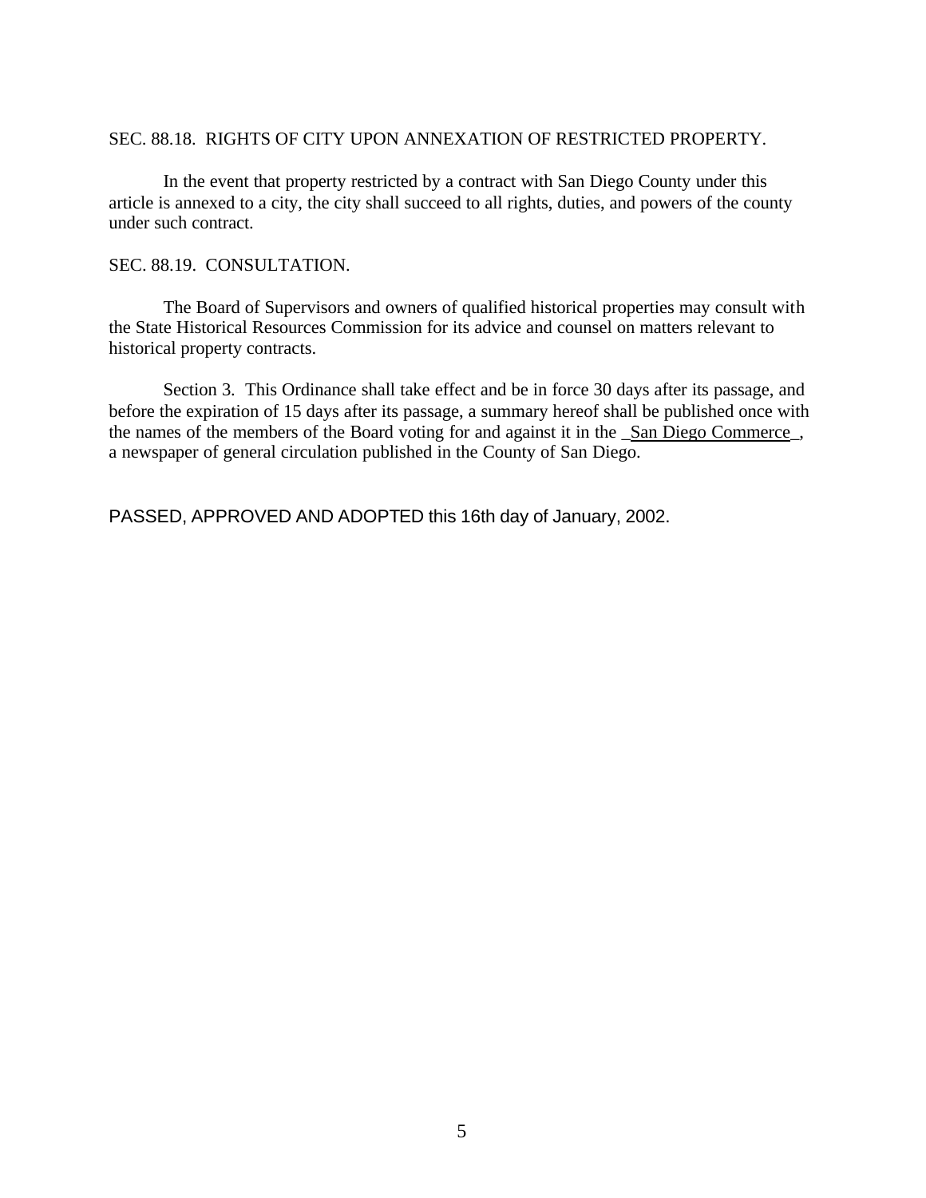SEC. 88.18. RIGHTS OF CITY UPON ANNEXATION OF RESTRICTED PROPERTY.

In the event that property restricted by a contract with San Diego County under this article is annexed to a city, the city shall succeed to all rights, duties, and powers of the county under such contract.

SEC. 88.19. CONSULTATION.

The Board of Supervisors and owners of qualified historical properties may consult with the State Historical Resources Commission for its advice and counsel on matters relevant to historical property contracts.

Section 3. This Ordinance shall take effect and be in force 30 days after its passage, and before the expiration of 15 days after its passage, a summary hereof shall be published once with the names of the members of the Board voting for and against it in the _San Diego Commerce_, a newspaper of general circulation published in the County of San Diego.

PASSED, APPROVED AND ADOPTED this 16th day of January, 2002.